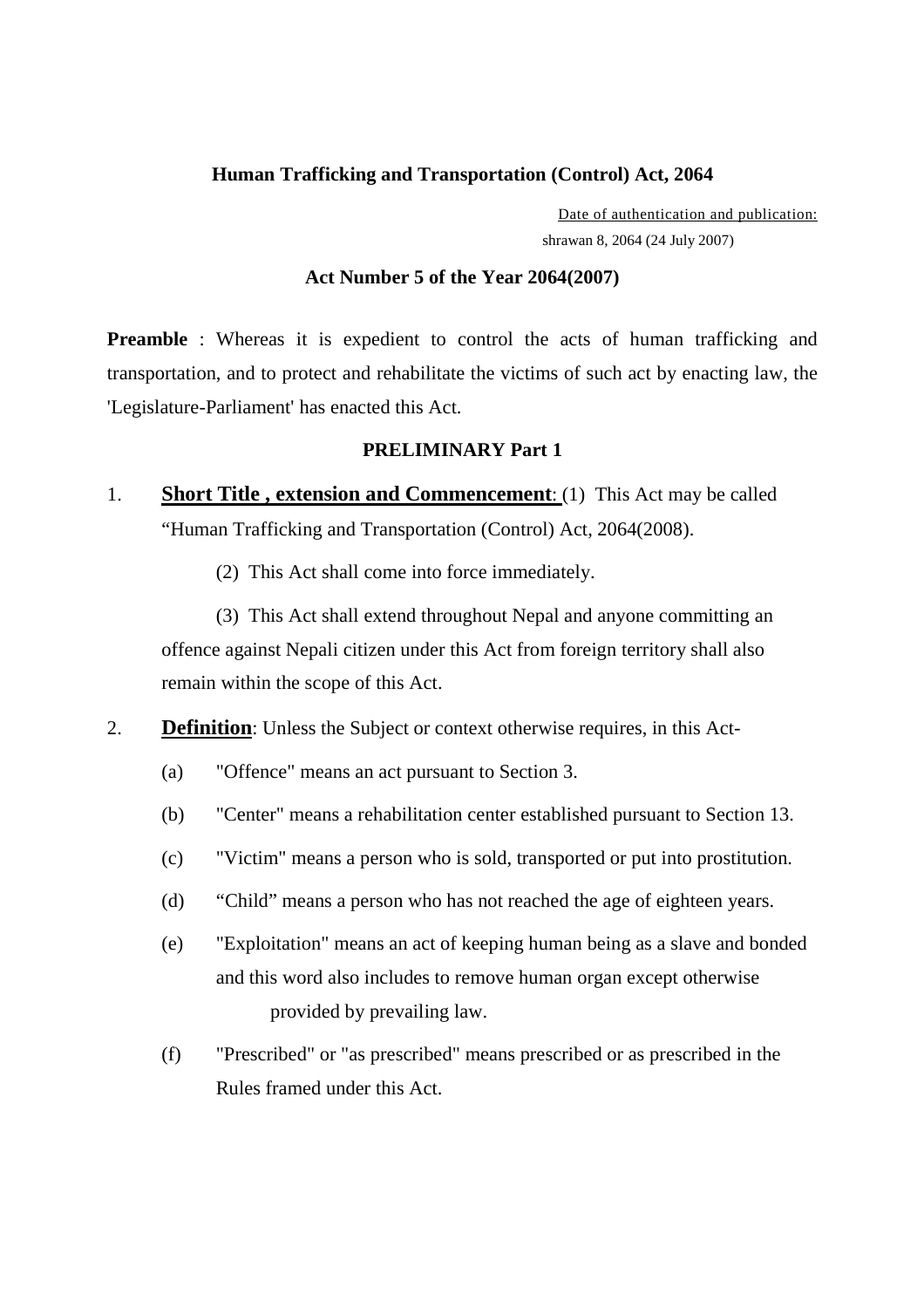# Human Trafficking and Transportation (Control) Act, 2064

Date of authentication and publication:
shrawan 8, 2064 (24 July 2007)

**Act Number 5 of the Year 2064(2007)**

**Preamble** : Whereas it is expedient to control the acts of human trafficking and transportation, and to protect and rehabilitate the victims of such act by enacting law, the 'Legislature-Parliament' has enacted this Act.

## PRELIMINARY Part 1

1. **Short Title , extension and Commencement**: (1) This Act may be called "Human Trafficking and Transportation (Control) Act, 2064(2008).

   (2) This Act shall come into force immediately.

   (3) This Act shall extend throughout Nepal and anyone committing an offence against Nepali citizen under this Act from foreign territory shall also remain within the scope of this Act.

2. **Definition**: Unless the Subject or context otherwise requires, in this Act-

   (a) "Offence" means an act pursuant to Section 3.

   (b) "Center" means a rehabilitation center established pursuant to Section 13.

   (c) "Victim" means a person who is sold, transported or put into prostitution.

   (d) "Child" means a person who has not reached the age of eighteen years.

   (e) "Exploitation" means an act of keeping human being as a slave and bonded and this word also includes to remove human organ except otherwise provided by prevailing law.

   (f) "Prescribed" or "as prescribed" means prescribed or as prescribed in the Rules framed under this Act.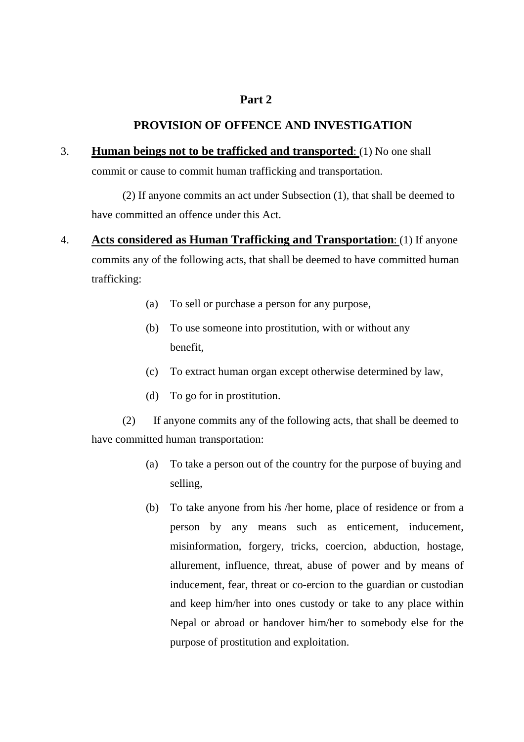## Part 2

## PROVISION OF OFFENCE AND INVESTIGATION

3. **Human beings not to be trafficked and transported**: (1) No one shall commit or cause to commit human trafficking and transportation.

(2) If anyone commits an act under Subsection (1), that shall be deemed to have committed an offence under this Act.

4. **Acts considered as Human Trafficking and Transportation**: (1) If anyone commits any of the following acts, that shall be deemed to have committed human trafficking:

   (a) To sell or purchase a person for any purpose,

   (b) To use someone into prostitution, with or without any benefit,

   (c) To extract human organ except otherwise determined by law,

   (d) To go for in prostitution.

(2) If anyone commits any of the following acts, that shall be deemed to have committed human transportation:

   (a) To take a person out of the country for the purpose of buying and selling,

   (b) To take anyone from his /her home, place of residence or from a person by any means such as enticement, inducement, misinformation, forgery, tricks, coercion, abduction, hostage, allurement, influence, threat, abuse of power and by means of inducement, fear, threat or co-ercion to the guardian or custodian and keep him/her into ones custody or take to any place within Nepal or abroad or handover him/her to somebody else for the purpose of prostitution and exploitation.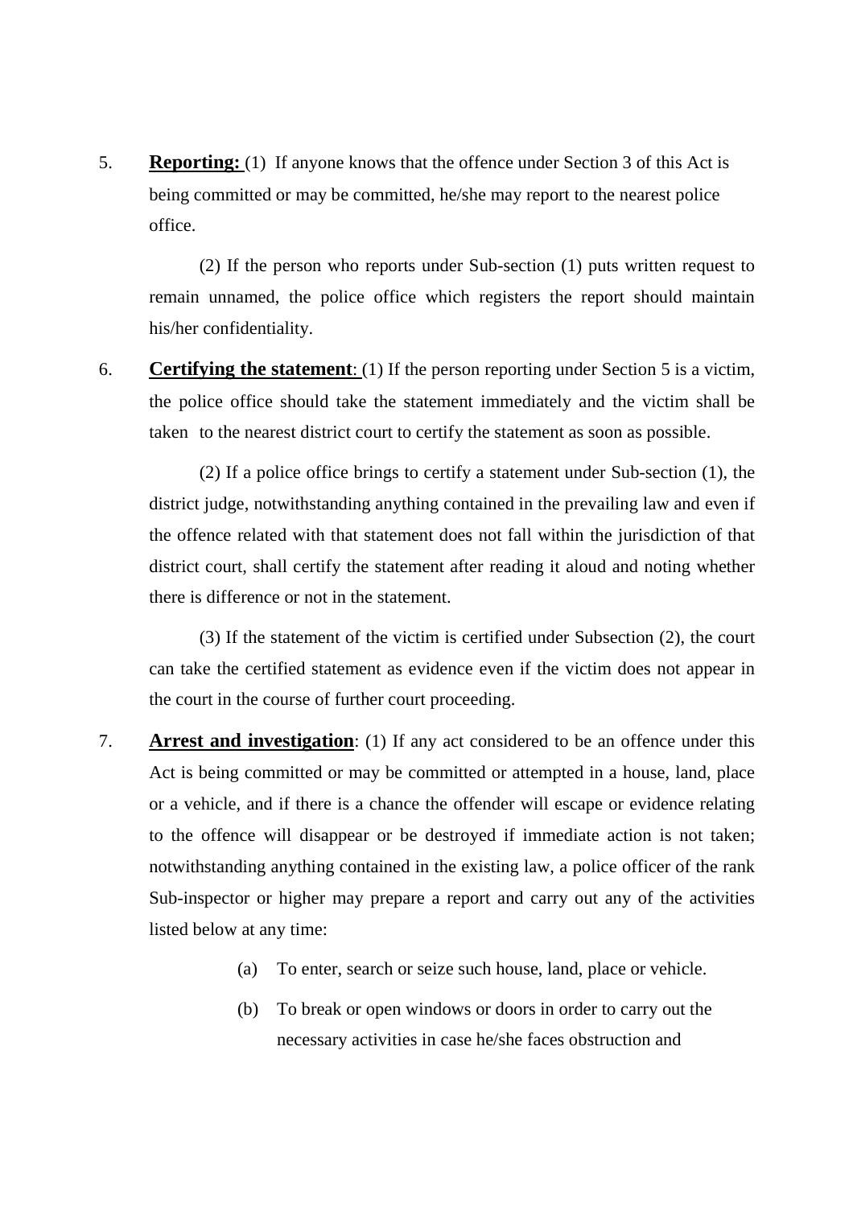5. **Reporting:** (1) If anyone knows that the offence under Section 3 of this Act is being committed or may be committed, he/she may report to the nearest police office.

   (2) If the person who reports under Sub-section (1) puts written request to remain unnamed, the police office which registers the report should maintain his/her confidentiality.

6. **Certifying the statement**: (1) If the person reporting under Section 5 is a victim, the police office should take the statement immediately and the victim shall be taken to the nearest district court to certify the statement as soon as possible.

   (2) If a police office brings to certify a statement under Sub-section (1), the district judge, notwithstanding anything contained in the prevailing law and even if the offence related with that statement does not fall within the jurisdiction of that district court, shall certify the statement after reading it aloud and noting whether there is difference or not in the statement.

   (3) If the statement of the victim is certified under Subsection (2), the court can take the certified statement as evidence even if the victim does not appear in the court in the course of further court proceeding.

7. **Arrest and investigation**: (1) If any act considered to be an offence under this Act is being committed or may be committed or attempted in a house, land, place or a vehicle, and if there is a chance the offender will escape or evidence relating to the offence will disappear or be destroyed if immediate action is not taken; notwithstanding anything contained in the existing law, a police officer of the rank Sub-inspector or higher may prepare a report and carry out any of the activities listed below at any time:

   (a) To enter, search or seize such house, land, place or vehicle.

   (b) To break or open windows or doors in order to carry out the necessary activities in case he/she faces obstruction and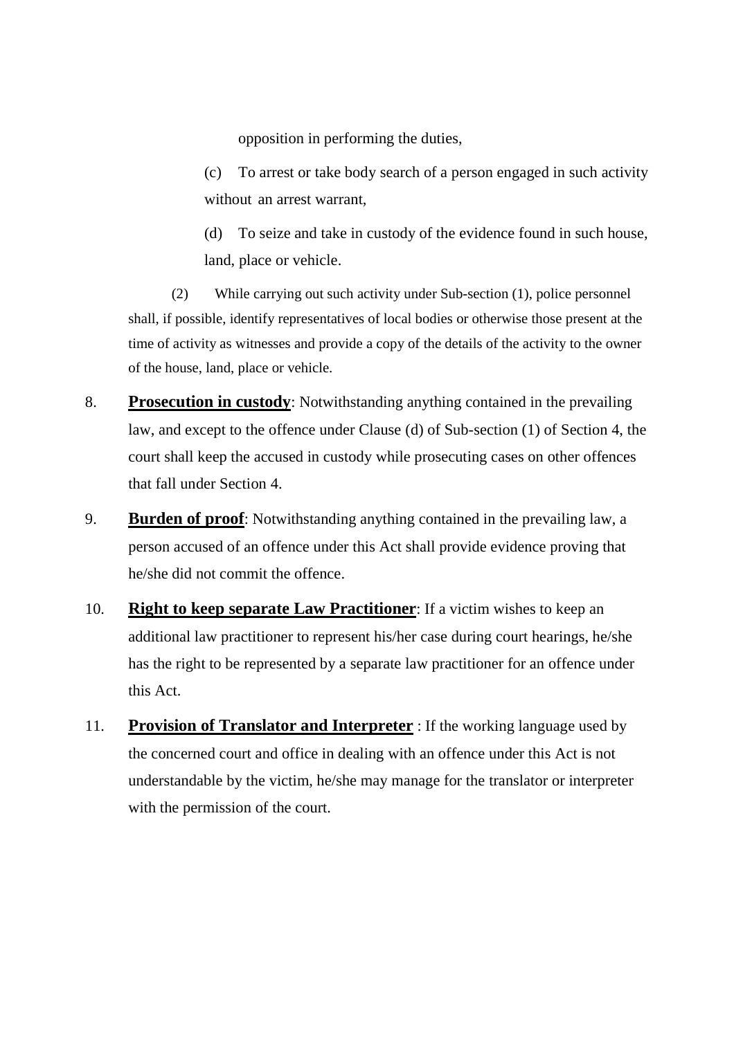opposition in performing the duties,

(c) To arrest or take body search of a person engaged in such activity without an arrest warrant,

(d) To seize and take in custody of the evidence found in such house, land, place or vehicle.

(2) While carrying out such activity under Sub-section (1), police personnel shall, if possible, identify representatives of local bodies or otherwise those present at the time of activity as witnesses and provide a copy of the details of the activity to the owner of the house, land, place or vehicle.

8. **Prosecution in custody**: Notwithstanding anything contained in the prevailing law, and except to the offence under Clause (d) of Sub-section (1) of Section 4, the court shall keep the accused in custody while prosecuting cases on other offences that fall under Section 4.

9. **Burden of proof**: Notwithstanding anything contained in the prevailing law, a person accused of an offence under this Act shall provide evidence proving that he/she did not commit the offence.

10. **Right to keep separate Law Practitioner**: If a victim wishes to keep an additional law practitioner to represent his/her case during court hearings, he/she has the right to be represented by a separate law practitioner for an offence under this Act.

11. **Provision of Translator and Interpreter** : If the working language used by the concerned court and office in dealing with an offence under this Act is not understandable by the victim, he/she may manage for the translator or interpreter with the permission of the court.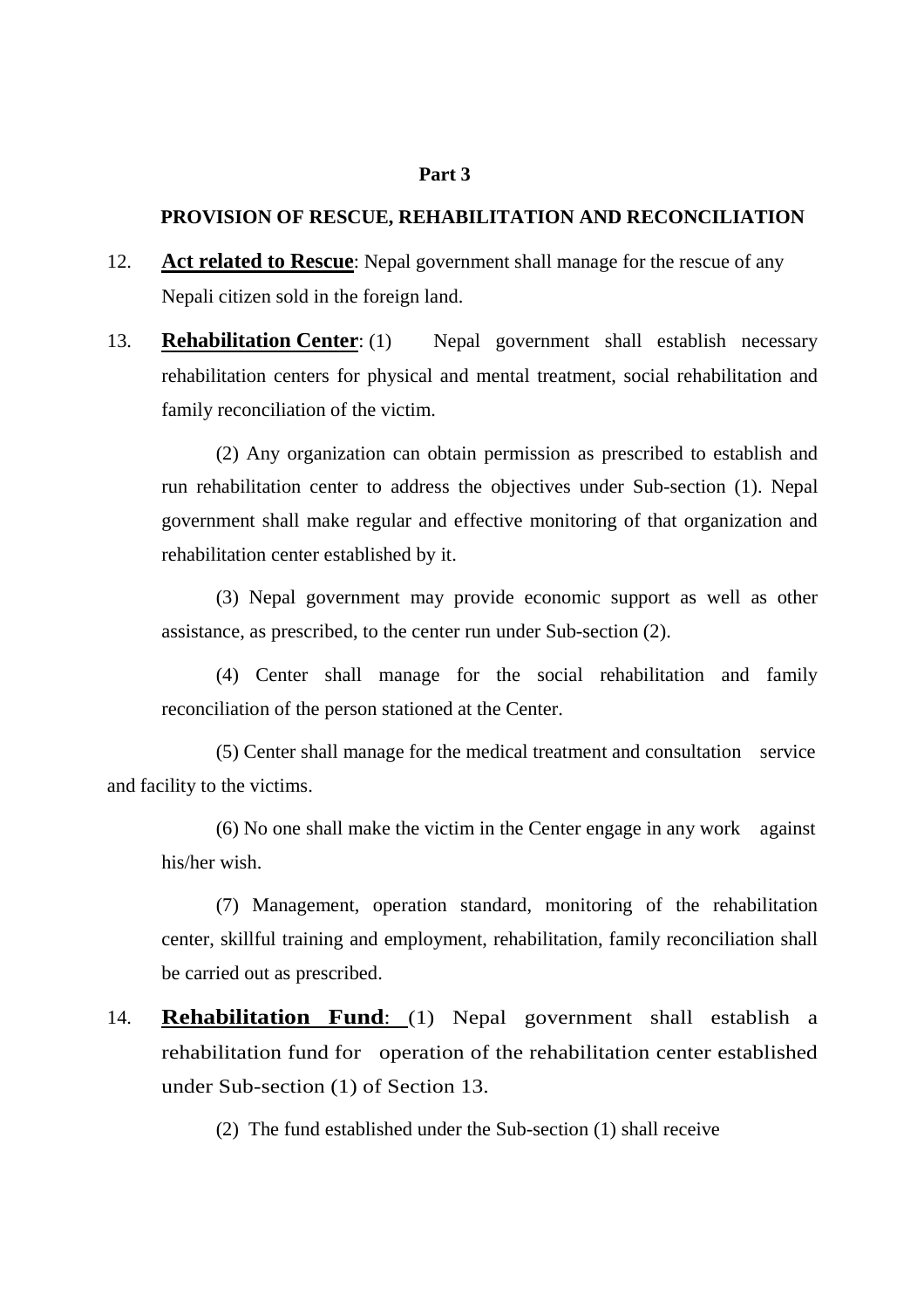## Part 3

### PROVISION OF RESCUE, REHABILITATION AND RECONCILIATION

12. **Act related to Rescue**: Nepal government shall manage for the rescue of any Nepali citizen sold in the foreign land.

13. **Rehabilitation Center**: (1) Nepal government shall establish necessary rehabilitation centers for physical and mental treatment, social rehabilitation and family reconciliation of the victim.

    (2) Any organization can obtain permission as prescribed to establish and run rehabilitation center to address the objectives under Sub-section (1). Nepal government shall make regular and effective monitoring of that organization and rehabilitation center established by it.

    (3) Nepal government may provide economic support as well as other assistance, as prescribed, to the center run under Sub-section (2).

    (4) Center shall manage for the social rehabilitation and family reconciliation of the person stationed at the Center.

    (5) Center shall manage for the medical treatment and consultation service and facility to the victims.

    (6) No one shall make the victim in the Center engage in any work against his/her wish.

    (7) Management, operation standard, monitoring of the rehabilitation center, skillful training and employment, rehabilitation, family reconciliation shall be carried out as prescribed.

14. **Rehabilitation Fund**: (1) Nepal government shall establish a rehabilitation fund for operation of the rehabilitation center established under Sub-section (1) of Section 13.

    (2) The fund established under the Sub-section (1) shall receive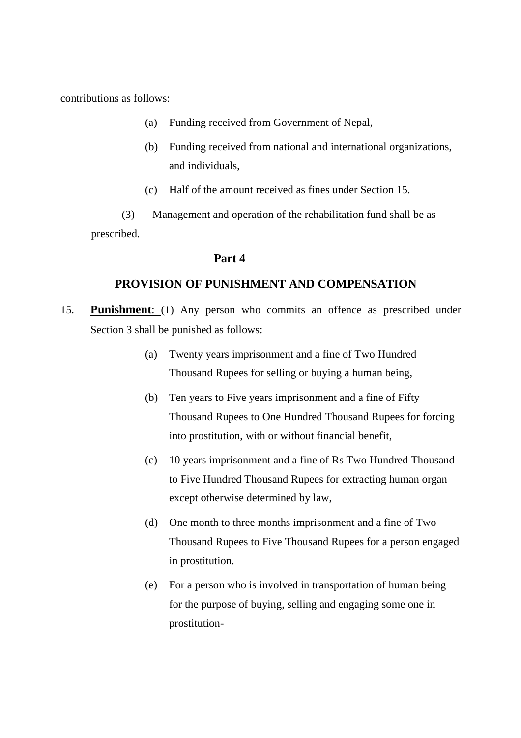contributions as follows:

(a) Funding received from Government of Nepal,

(b) Funding received from national and international organizations, and individuals,

(c) Half of the amount received as fines under Section 15.

(3) Management and operation of the rehabilitation fund shall be as prescribed.

## Part 4

## PROVISION OF PUNISHMENT AND COMPENSATION

15. **Punishment**: (1) Any person who commits an offence as prescribed under Section 3 shall be punished as follows:

(a) Twenty years imprisonment and a fine of Two Hundred Thousand Rupees for selling or buying a human being,

(b) Ten years to Five years imprisonment and a fine of Fifty Thousand Rupees to One Hundred Thousand Rupees for forcing into prostitution, with or without financial benefit,

(c) 10 years imprisonment and a fine of Rs Two Hundred Thousand to Five Hundred Thousand Rupees for extracting human organ except otherwise determined by law,

(d) One month to three months imprisonment and a fine of Two Thousand Rupees to Five Thousand Rupees for a person engaged in prostitution.

(e) For a person who is involved in transportation of human being for the purpose of buying, selling and engaging some one in prostitution-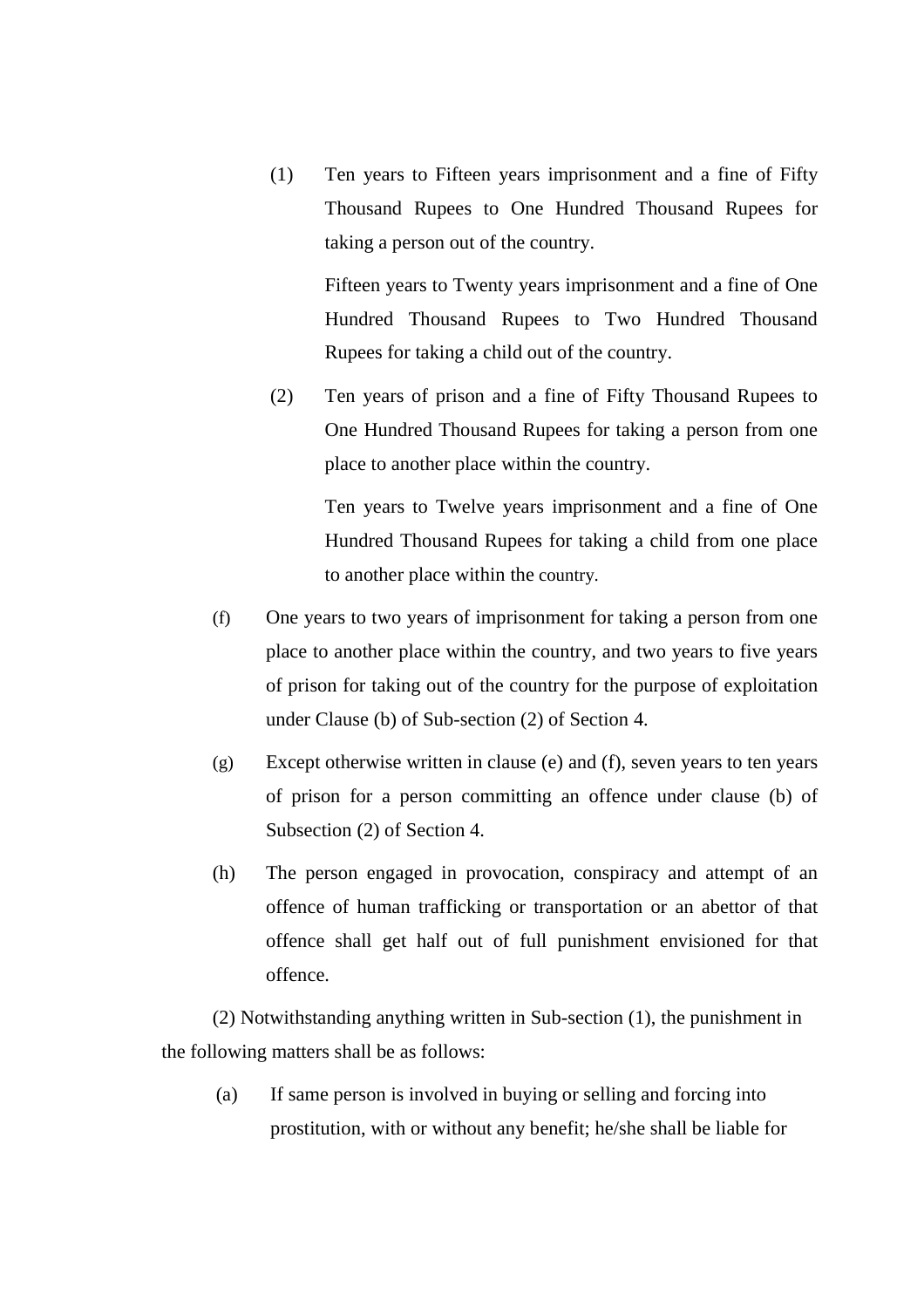(1) Ten years to Fifteen years imprisonment and a fine of Fifty Thousand Rupees to One Hundred Thousand Rupees for taking a person out of the country.

Fifteen years to Twenty years imprisonment and a fine of One Hundred Thousand Rupees to Two Hundred Thousand Rupees for taking a child out of the country.

(2) Ten years of prison and a fine of Fifty Thousand Rupees to One Hundred Thousand Rupees for taking a person from one place to another place within the country.

Ten years to Twelve years imprisonment and a fine of One Hundred Thousand Rupees for taking a child from one place to another place within the country.

(f) One years to two years of imprisonment for taking a person from one place to another place within the country, and two years to five years of prison for taking out of the country for the purpose of exploitation under Clause (b) of Sub-section (2) of Section 4.

(g) Except otherwise written in clause (e) and (f), seven years to ten years of prison for a person committing an offence under clause (b) of Subsection (2) of Section 4.

(h) The person engaged in provocation, conspiracy and attempt of an offence of human trafficking or transportation or an abettor of that offence shall get half out of full punishment envisioned for that offence.

(2) Notwithstanding anything written in Sub-section (1), the punishment in the following matters shall be as follows:

(a) If same person is involved in buying or selling and forcing into prostitution, with or without any benefit; he/she shall be liable for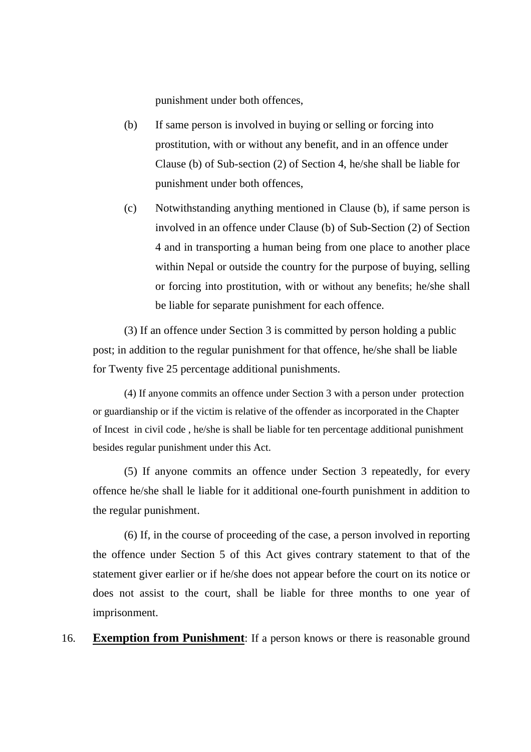punishment under both offences,

(b) If same person is involved in buying or selling or forcing into prostitution, with or without any benefit, and in an offence under Clause (b) of Sub-section (2) of Section 4, he/she shall be liable for punishment under both offences,

(c) Notwithstanding anything mentioned in Clause (b), if same person is involved in an offence under Clause (b) of Sub-Section (2) of Section 4 and in transporting a human being from one place to another place within Nepal or outside the country for the purpose of buying, selling or forcing into prostitution, with or without any benefits; he/she shall be liable for separate punishment for each offence.

(3) If an offence under Section 3 is committed by person holding a public post; in addition to the regular punishment for that offence, he/she shall be liable for Twenty five 25 percentage additional punishments.

(4) If anyone commits an offence under Section 3 with a person under protection or guardianship or if the victim is relative of the offender as incorporated in the Chapter of Incest in civil code , he/she is shall be liable for ten percentage additional punishment besides regular punishment under this Act.

(5) If anyone commits an offence under Section 3 repeatedly, for every offence he/she shall le liable for it additional one-fourth punishment in addition to the regular punishment.

(6) If, in the course of proceeding of the case, a person involved in reporting the offence under Section 5 of this Act gives contrary statement to that of the statement giver earlier or if he/she does not appear before the court on its notice or does not assist to the court, shall be liable for three months to one year of imprisonment.

16. **Exemption from Punishment**: If a person knows or there is reasonable ground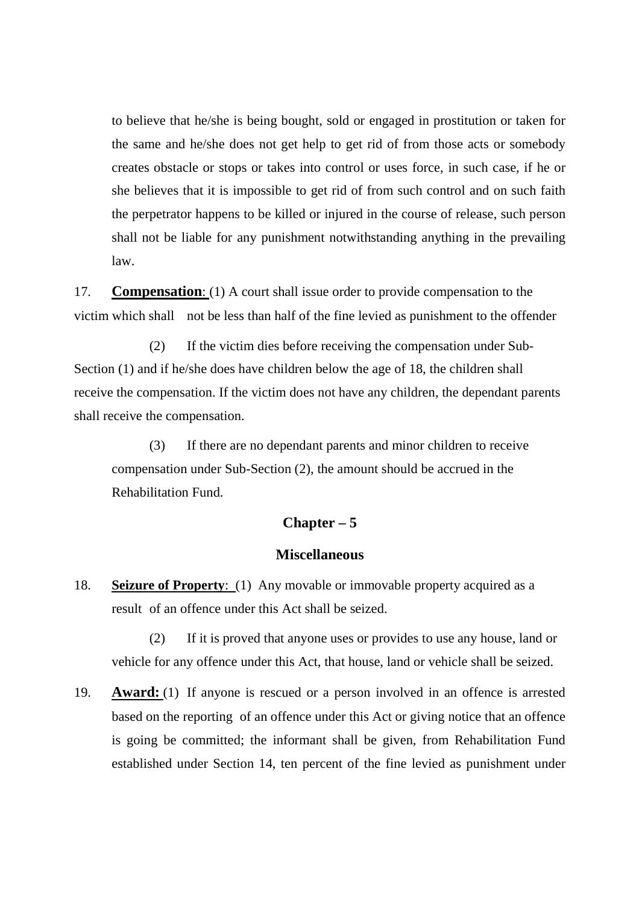to believe that he/she is being bought, sold or engaged in prostitution or taken for the same and he/she does not get help to get rid of from those acts or somebody creates obstacle or stops or takes into control or uses force, in such case, if he or she believes that it is impossible to get rid of from such control and on such faith the perpetrator happens to be killed or injured in the course of release, such person shall not be liable for any punishment notwithstanding anything in the prevailing law.

17. **Compensation**: (1) A court shall issue order to provide compensation to the victim which shall not be less than half of the fine levied as punishment to the offender

(2) If the victim dies before receiving the compensation under Sub-Section (1) and if he/she does have children below the age of 18, the children shall receive the compensation. If the victim does not have any children, the dependant parents shall receive the compensation.

(3) If there are no dependant parents and minor children to receive compensation under Sub-Section (2), the amount should be accrued in the Rehabilitation Fund.

## Chapter – 5

## Miscellaneous

18. **Seizure of Property**: (1) Any movable or immovable property acquired as a result of an offence under this Act shall be seized.

(2) If it is proved that anyone uses or provides to use any house, land or vehicle for any offence under this Act, that house, land or vehicle shall be seized.

19. **Award:** (1) If anyone is rescued or a person involved in an offence is arrested based on the reporting of an offence under this Act or giving notice that an offence is going be committed; the informant shall be given, from Rehabilitation Fund established under Section 14, ten percent of the fine levied as punishment under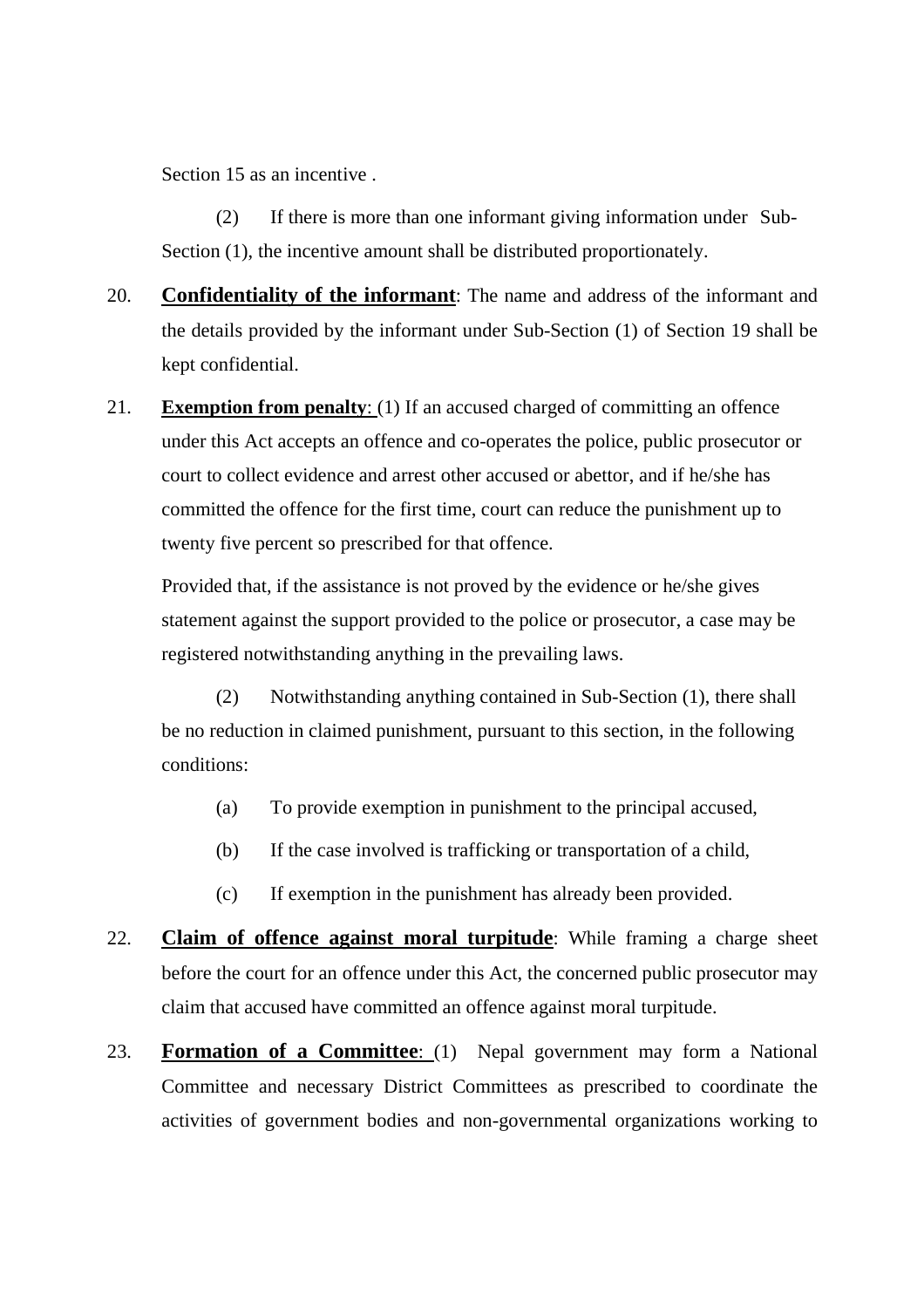Section 15 as an incentive .

(2) If there is more than one informant giving information under Sub-Section (1), the incentive amount shall be distributed proportionately.

20. **Confidentiality of the informant**: The name and address of the informant and the details provided by the informant under Sub-Section (1) of Section 19 shall be kept confidential.

21. **Exemption from penalty**: (1) If an accused charged of committing an offence under this Act accepts an offence and co-operates the police, public prosecutor or court to collect evidence and arrest other accused or abettor, and if he/she has committed the offence for the first time, court can reduce the punishment up to twenty five percent so prescribed for that offence.

Provided that, if the assistance is not proved by the evidence or he/she gives statement against the support provided to the police or prosecutor, a case may be registered notwithstanding anything in the prevailing laws.

(2) Notwithstanding anything contained in Sub-Section (1), there shall be no reduction in claimed punishment, pursuant to this section, in the following conditions:

(a) To provide exemption in punishment to the principal accused,

(b) If the case involved is trafficking or transportation of a child,

(c) If exemption in the punishment has already been provided.

22. **Claim of offence against moral turpitude**: While framing a charge sheet before the court for an offence under this Act, the concerned public prosecutor may claim that accused have committed an offence against moral turpitude.

23. **Formation of a Committee**: (1) Nepal government may form a National Committee and necessary District Committees as prescribed to coordinate the activities of government bodies and non-governmental organizations working to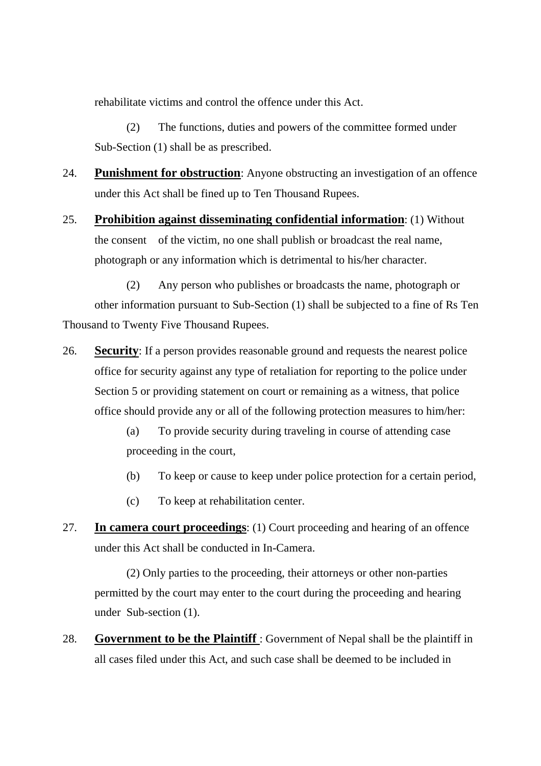rehabilitate victims and control the offence under this Act.

(2) The functions, duties and powers of the committee formed under Sub-Section (1) shall be as prescribed.

24. **Punishment for obstruction**: Anyone obstructing an investigation of an offence under this Act shall be fined up to Ten Thousand Rupees.

25. **Prohibition against disseminating confidential information**: (1) Without the consent of the victim, no one shall publish or broadcast the real name, photograph or any information which is detrimental to his/her character.

(2) Any person who publishes or broadcasts the name, photograph or other information pursuant to Sub-Section (1) shall be subjected to a fine of Rs Ten Thousand to Twenty Five Thousand Rupees.

26. **Security**: If a person provides reasonable ground and requests the nearest police office for security against any type of retaliation for reporting to the police under Section 5 or providing statement on court or remaining as a witness, that police office should provide any or all of the following protection measures to him/her:

    (a) To provide security during traveling in course of attending case proceeding in the court,

    (b) To keep or cause to keep under police protection for a certain period,

    (c) To keep at rehabilitation center.

27. **In camera court proceedings**: (1) Court proceeding and hearing of an offence under this Act shall be conducted in In-Camera.

(2) Only parties to the proceeding, their attorneys or other non-parties permitted by the court may enter to the court during the proceeding and hearing under Sub-section (1).

28. **Government to be the Plaintiff** : Government of Nepal shall be the plaintiff in all cases filed under this Act, and such case shall be deemed to be included in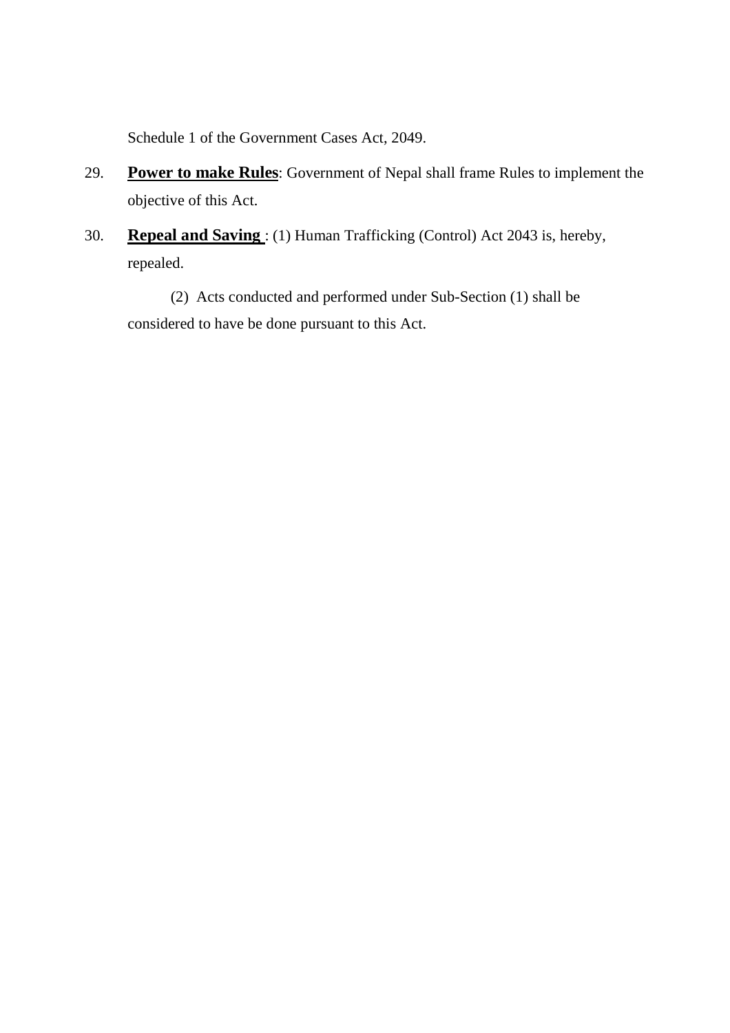Schedule 1 of the Government Cases Act, 2049.

29. **Power to make Rules**: Government of Nepal shall frame Rules to implement the objective of this Act.

30. **Repeal and Saving** : (1) Human Trafficking (Control) Act 2043 is, hereby, repealed.

(2) Acts conducted and performed under Sub-Section (1) shall be considered to have be done pursuant to this Act.